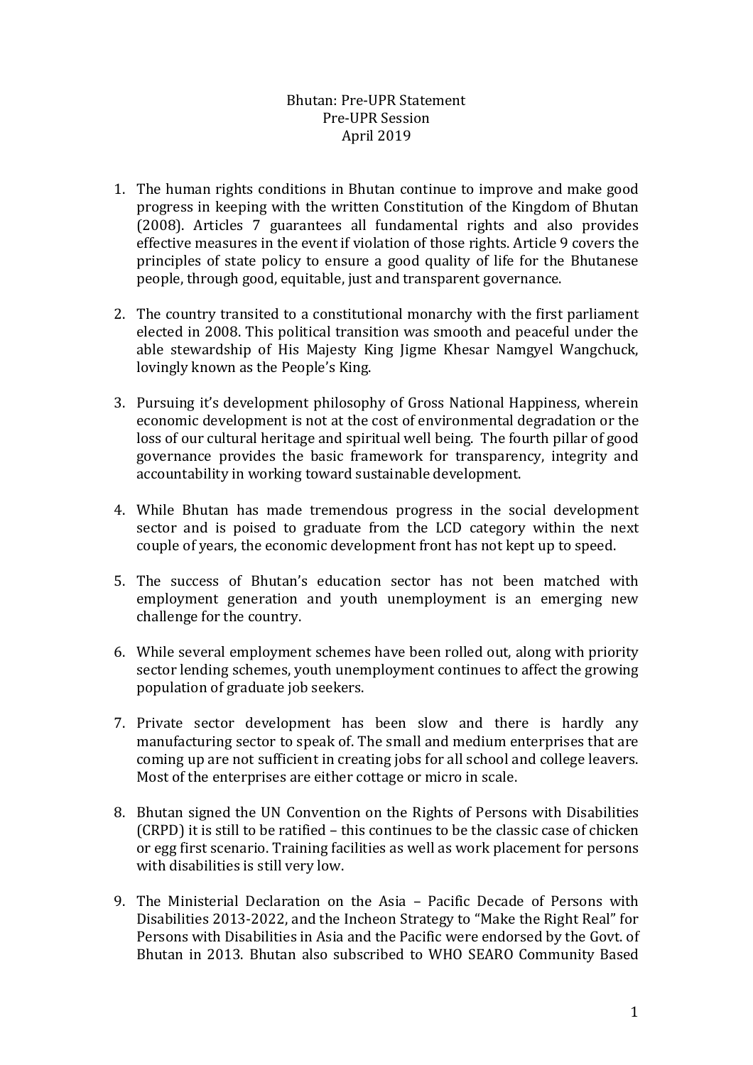Bhutan: Pre-UPR Statement
Pre-UPR Session
April 2019

1. The human rights conditions in Bhutan continue to improve and make good progress in keeping with the written Constitution of the Kingdom of Bhutan (2008). Articles 7 guarantees all fundamental rights and also provides effective measures in the event if violation of those rights. Article 9 covers the principles of state policy to ensure a good quality of life for the Bhutanese people, through good, equitable, just and transparent governance.

2. The country transited to a constitutional monarchy with the first parliament elected in 2008. This political transition was smooth and peaceful under the able stewardship of His Majesty King Jigme Khesar Namgyel Wangchuck, lovingly known as the People's King.

3. Pursuing it's development philosophy of Gross National Happiness, wherein economic development is not at the cost of environmental degradation or the loss of our cultural heritage and spiritual well being. The fourth pillar of good governance provides the basic framework for transparency, integrity and accountability in working toward sustainable development.

4. While Bhutan has made tremendous progress in the social development sector and is poised to graduate from the LCD category within the next couple of years, the economic development front has not kept up to speed.

5. The success of Bhutan's education sector has not been matched with employment generation and youth unemployment is an emerging new challenge for the country.

6. While several employment schemes have been rolled out, along with priority sector lending schemes, youth unemployment continues to affect the growing population of graduate job seekers.

7. Private sector development has been slow and there is hardly any manufacturing sector to speak of. The small and medium enterprises that are coming up are not sufficient in creating jobs for all school and college leavers. Most of the enterprises are either cottage or micro in scale.

8. Bhutan signed the UN Convention on the Rights of Persons with Disabilities (CRPD) it is still to be ratified – this continues to be the classic case of chicken or egg first scenario. Training facilities as well as work placement for persons with disabilities is still very low.

9. The Ministerial Declaration on the Asia – Pacific Decade of Persons with Disabilities 2013-2022, and the Incheon Strategy to "Make the Right Real" for Persons with Disabilities in Asia and the Pacific were endorsed by the Govt. of Bhutan in 2013. Bhutan also subscribed to WHO SEARO Community Based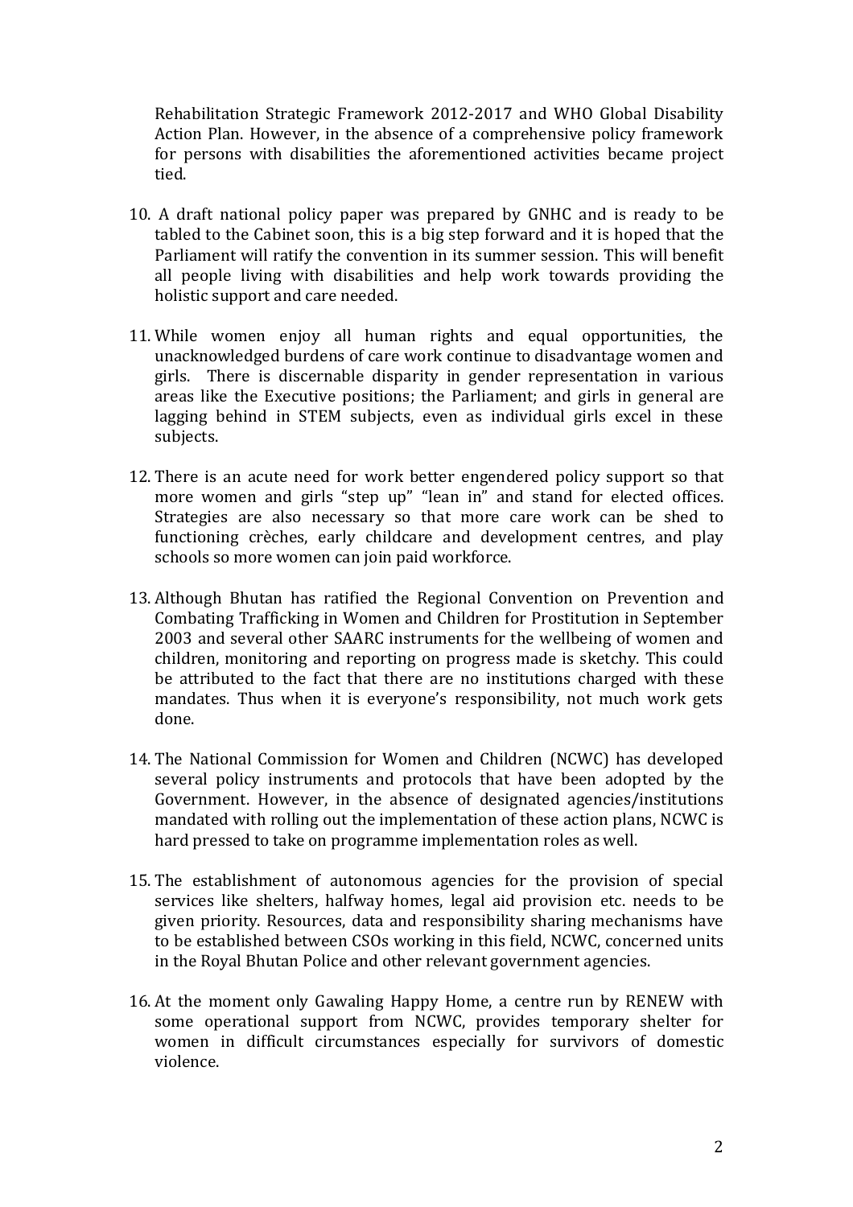Rehabilitation Strategic Framework 2012-2017 and WHO Global Disability Action Plan. However, in the absence of a comprehensive policy framework for persons with disabilities the aforementioned activities became project tied.

10. A draft national policy paper was prepared by GNHC and is ready to be tabled to the Cabinet soon, this is a big step forward and it is hoped that the Parliament will ratify the convention in its summer session. This will benefit all people living with disabilities and help work towards providing the holistic support and care needed.

11. While women enjoy all human rights and equal opportunities, the unacknowledged burdens of care work continue to disadvantage women and girls. There is discernable disparity in gender representation in various areas like the Executive positions; the Parliament; and girls in general are lagging behind in STEM subjects, even as individual girls excel in these subjects.

12. There is an acute need for work better engendered policy support so that more women and girls "step up" "lean in" and stand for elected offices. Strategies are also necessary so that more care work can be shed to functioning crèches, early childcare and development centres, and play schools so more women can join paid workforce.

13. Although Bhutan has ratified the Regional Convention on Prevention and Combating Trafficking in Women and Children for Prostitution in September 2003 and several other SAARC instruments for the wellbeing of women and children, monitoring and reporting on progress made is sketchy. This could be attributed to the fact that there are no institutions charged with these mandates. Thus when it is everyone's responsibility, not much work gets done.

14. The National Commission for Women and Children (NCWC) has developed several policy instruments and protocols that have been adopted by the Government. However, in the absence of designated agencies/institutions mandated with rolling out the implementation of these action plans, NCWC is hard pressed to take on programme implementation roles as well.

15. The establishment of autonomous agencies for the provision of special services like shelters, halfway homes, legal aid provision etc. needs to be given priority. Resources, data and responsibility sharing mechanisms have to be established between CSOs working in this field, NCWC, concerned units in the Royal Bhutan Police and other relevant government agencies.

16. At the moment only Gawaling Happy Home, a centre run by RENEW with some operational support from NCWC, provides temporary shelter for women in difficult circumstances especially for survivors of domestic violence.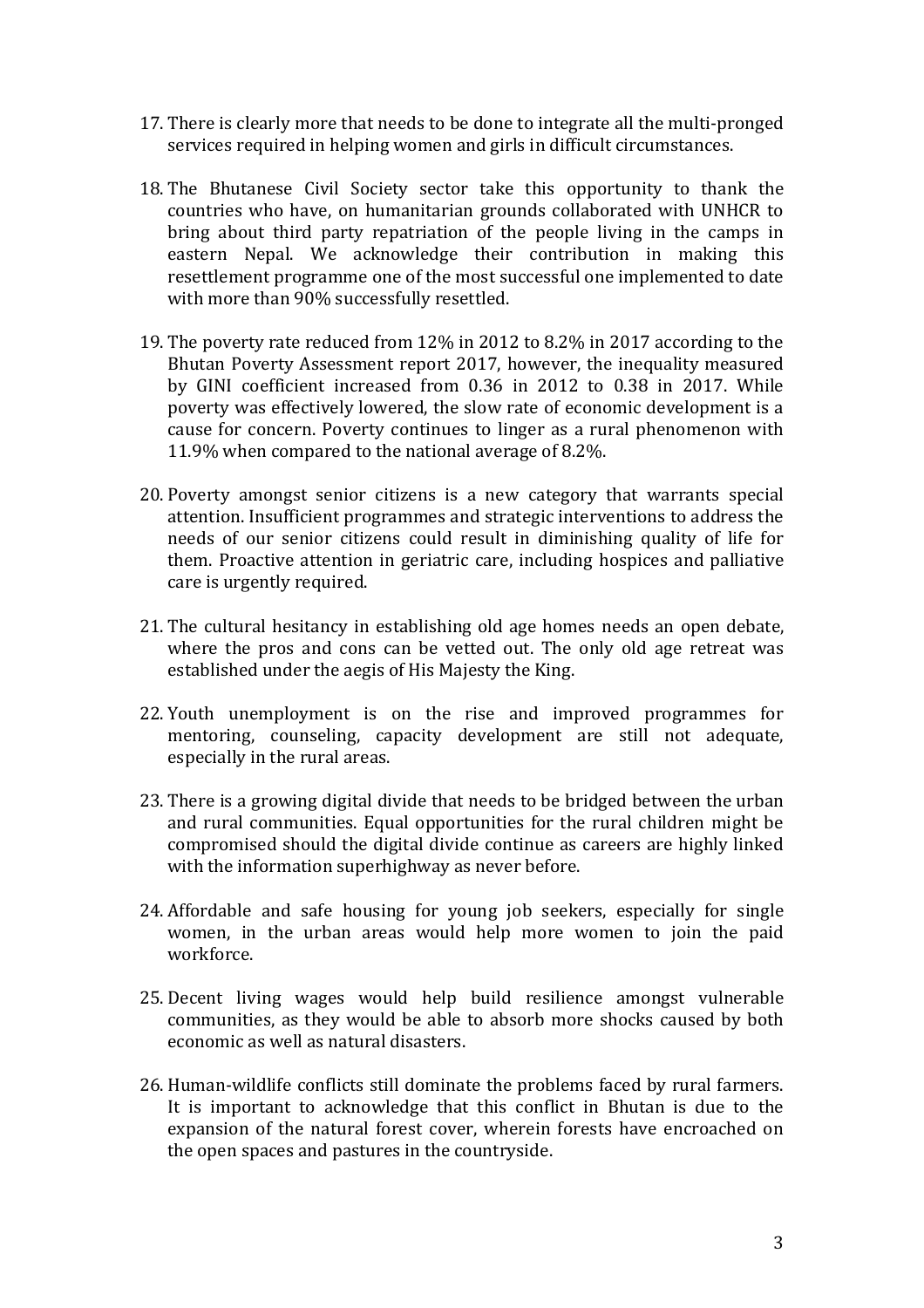17. There is clearly more that needs to be done to integrate all the multi-pronged services required in helping women and girls in difficult circumstances.

18. The Bhutanese Civil Society sector take this opportunity to thank the countries who have, on humanitarian grounds collaborated with UNHCR to bring about third party repatriation of the people living in the camps in eastern Nepal. We acknowledge their contribution in making this resettlement programme one of the most successful one implemented to date with more than 90% successfully resettled.

19. The poverty rate reduced from 12% in 2012 to 8.2% in 2017 according to the Bhutan Poverty Assessment report 2017, however, the inequality measured by GINI coefficient increased from 0.36 in 2012 to 0.38 in 2017. While poverty was effectively lowered, the slow rate of economic development is a cause for concern. Poverty continues to linger as a rural phenomenon with 11.9% when compared to the national average of 8.2%.

20. Poverty amongst senior citizens is a new category that warrants special attention. Insufficient programmes and strategic interventions to address the needs of our senior citizens could result in diminishing quality of life for them. Proactive attention in geriatric care, including hospices and palliative care is urgently required.

21. The cultural hesitancy in establishing old age homes needs an open debate, where the pros and cons can be vetted out. The only old age retreat was established under the aegis of His Majesty the King.

22. Youth unemployment is on the rise and improved programmes for mentoring, counseling, capacity development are still not adequate, especially in the rural areas.

23. There is a growing digital divide that needs to be bridged between the urban and rural communities. Equal opportunities for the rural children might be compromised should the digital divide continue as careers are highly linked with the information superhighway as never before.

24. Affordable and safe housing for young job seekers, especially for single women, in the urban areas would help more women to join the paid workforce.

25. Decent living wages would help build resilience amongst vulnerable communities, as they would be able to absorb more shocks caused by both economic as well as natural disasters.

26. Human-wildlife conflicts still dominate the problems faced by rural farmers. It is important to acknowledge that this conflict in Bhutan is due to the expansion of the natural forest cover, wherein forests have encroached on the open spaces and pastures in the countryside.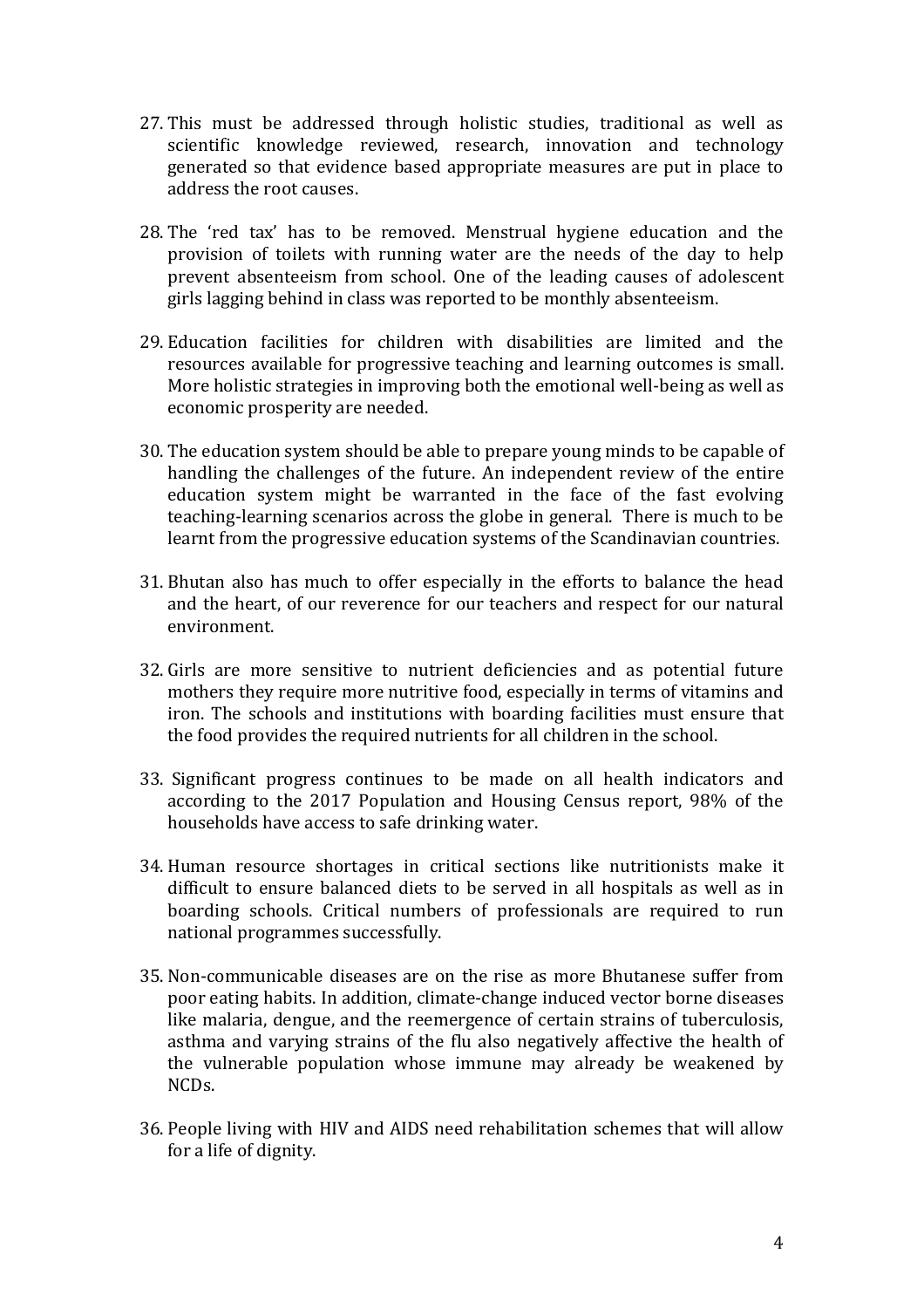27. This must be addressed through holistic studies, traditional as well as scientific knowledge reviewed, research, innovation and technology generated so that evidence based appropriate measures are put in place to address the root causes.

28. The 'red tax' has to be removed. Menstrual hygiene education and the provision of toilets with running water are the needs of the day to help prevent absenteeism from school. One of the leading causes of adolescent girls lagging behind in class was reported to be monthly absenteeism.

29. Education facilities for children with disabilities are limited and the resources available for progressive teaching and learning outcomes is small. More holistic strategies in improving both the emotional well-being as well as economic prosperity are needed.

30. The education system should be able to prepare young minds to be capable of handling the challenges of the future. An independent review of the entire education system might be warranted in the face of the fast evolving teaching-learning scenarios across the globe in general. There is much to be learnt from the progressive education systems of the Scandinavian countries.

31. Bhutan also has much to offer especially in the efforts to balance the head and the heart, of our reverence for our teachers and respect for our natural environment.

32. Girls are more sensitive to nutrient deficiencies and as potential future mothers they require more nutritive food, especially in terms of vitamins and iron. The schools and institutions with boarding facilities must ensure that the food provides the required nutrients for all children in the school.

33. Significant progress continues to be made on all health indicators and according to the 2017 Population and Housing Census report, 98% of the households have access to safe drinking water.

34. Human resource shortages in critical sections like nutritionists make it difficult to ensure balanced diets to be served in all hospitals as well as in boarding schools. Critical numbers of professionals are required to run national programmes successfully.

35. Non-communicable diseases are on the rise as more Bhutanese suffer from poor eating habits. In addition, climate-change induced vector borne diseases like malaria, dengue, and the reemergence of certain strains of tuberculosis, asthma and varying strains of the flu also negatively affective the health of the vulnerable population whose immune may already be weakened by NCDs.

36. People living with HIV and AIDS need rehabilitation schemes that will allow for a life of dignity.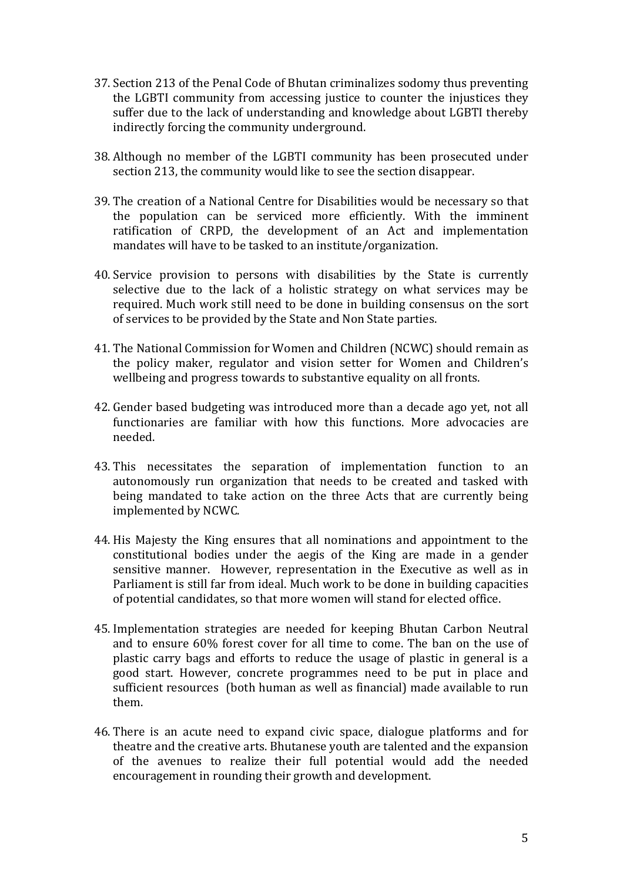37. Section 213 of the Penal Code of Bhutan criminalizes sodomy thus preventing the LGBTI community from accessing justice to counter the injustices they suffer due to the lack of understanding and knowledge about LGBTI thereby indirectly forcing the community underground.

38. Although no member of the LGBTI community has been prosecuted under section 213, the community would like to see the section disappear.

39. The creation of a National Centre for Disabilities would be necessary so that the population can be serviced more efficiently. With the imminent ratification of CRPD, the development of an Act and implementation mandates will have to be tasked to an institute/organization.

40. Service provision to persons with disabilities by the State is currently selective due to the lack of a holistic strategy on what services may be required. Much work still need to be done in building consensus on the sort of services to be provided by the State and Non State parties.

41. The National Commission for Women and Children (NCWC) should remain as the policy maker, regulator and vision setter for Women and Children's wellbeing and progress towards to substantive equality on all fronts.

42. Gender based budgeting was introduced more than a decade ago yet, not all functionaries are familiar with how this functions. More advocacies are needed.

43. This necessitates the separation of implementation function to an autonomously run organization that needs to be created and tasked with being mandated to take action on the three Acts that are currently being implemented by NCWC.

44. His Majesty the King ensures that all nominations and appointment to the constitutional bodies under the aegis of the King are made in a gender sensitive manner. However, representation in the Executive as well as in Parliament is still far from ideal. Much work to be done in building capacities of potential candidates, so that more women will stand for elected office.

45. Implementation strategies are needed for keeping Bhutan Carbon Neutral and to ensure 60% forest cover for all time to come. The ban on the use of plastic carry bags and efforts to reduce the usage of plastic in general is a good start. However, concrete programmes need to be put in place and sufficient resources (both human as well as financial) made available to run them.

46. There is an acute need to expand civic space, dialogue platforms and for theatre and the creative arts. Bhutanese youth are talented and the expansion of the avenues to realize their full potential would add the needed encouragement in rounding their growth and development.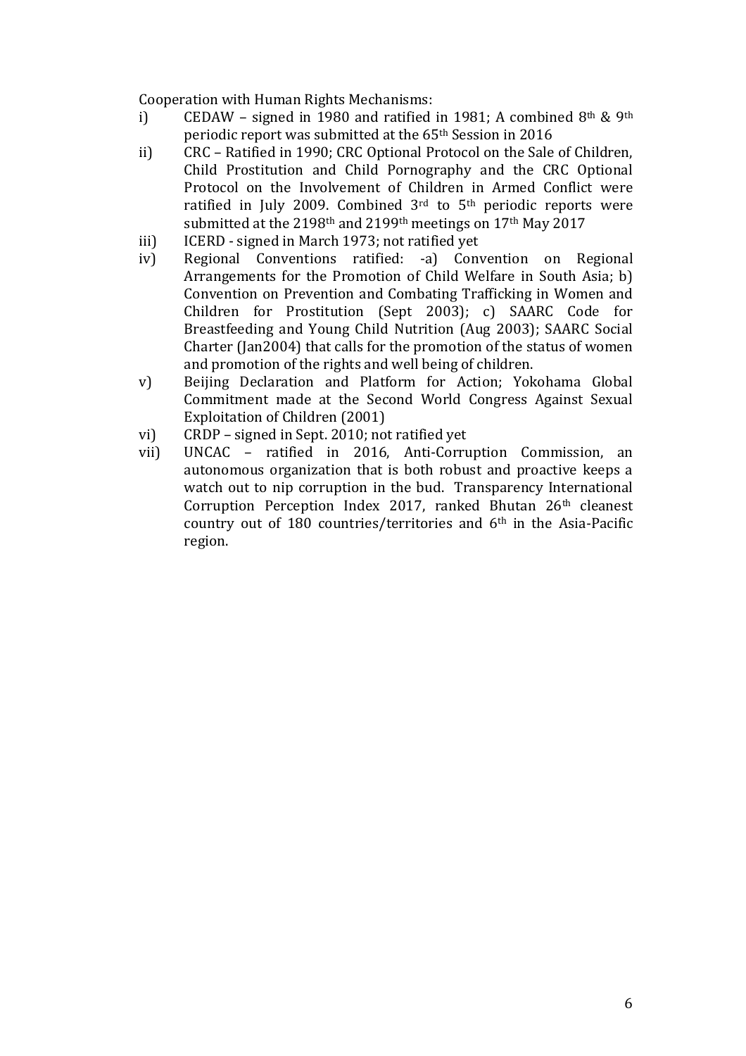Cooperation with Human Rights Mechanisms:

i) CEDAW – signed in 1980 and ratified in 1981; A combined 8th & 9th periodic report was submitted at the 65th Session in 2016

ii) CRC – Ratified in 1990; CRC Optional Protocol on the Sale of Children, Child Prostitution and Child Pornography and the CRC Optional Protocol on the Involvement of Children in Armed Conflict were ratified in July 2009. Combined 3rd to 5th periodic reports were submitted at the 2198th and 2199th meetings on 17th May 2017

iii) ICERD - signed in March 1973; not ratified yet

iv) Regional Conventions ratified: -a) Convention on Regional Arrangements for the Promotion of Child Welfare in South Asia; b) Convention on Prevention and Combating Trafficking in Women and Children for Prostitution (Sept 2003); c) SAARC Code for Breastfeeding and Young Child Nutrition (Aug 2003); SAARC Social Charter (Jan2004) that calls for the promotion of the status of women and promotion of the rights and well being of children.

v) Beijing Declaration and Platform for Action; Yokohama Global Commitment made at the Second World Congress Against Sexual Exploitation of Children (2001)

vi) CRDP – signed in Sept. 2010; not ratified yet

vii) UNCAC – ratified in 2016, Anti-Corruption Commission, an autonomous organization that is both robust and proactive keeps a watch out to nip corruption in the bud. Transparency International Corruption Perception Index 2017, ranked Bhutan 26th cleanest country out of 180 countries/territories and 6th in the Asia-Pacific region.